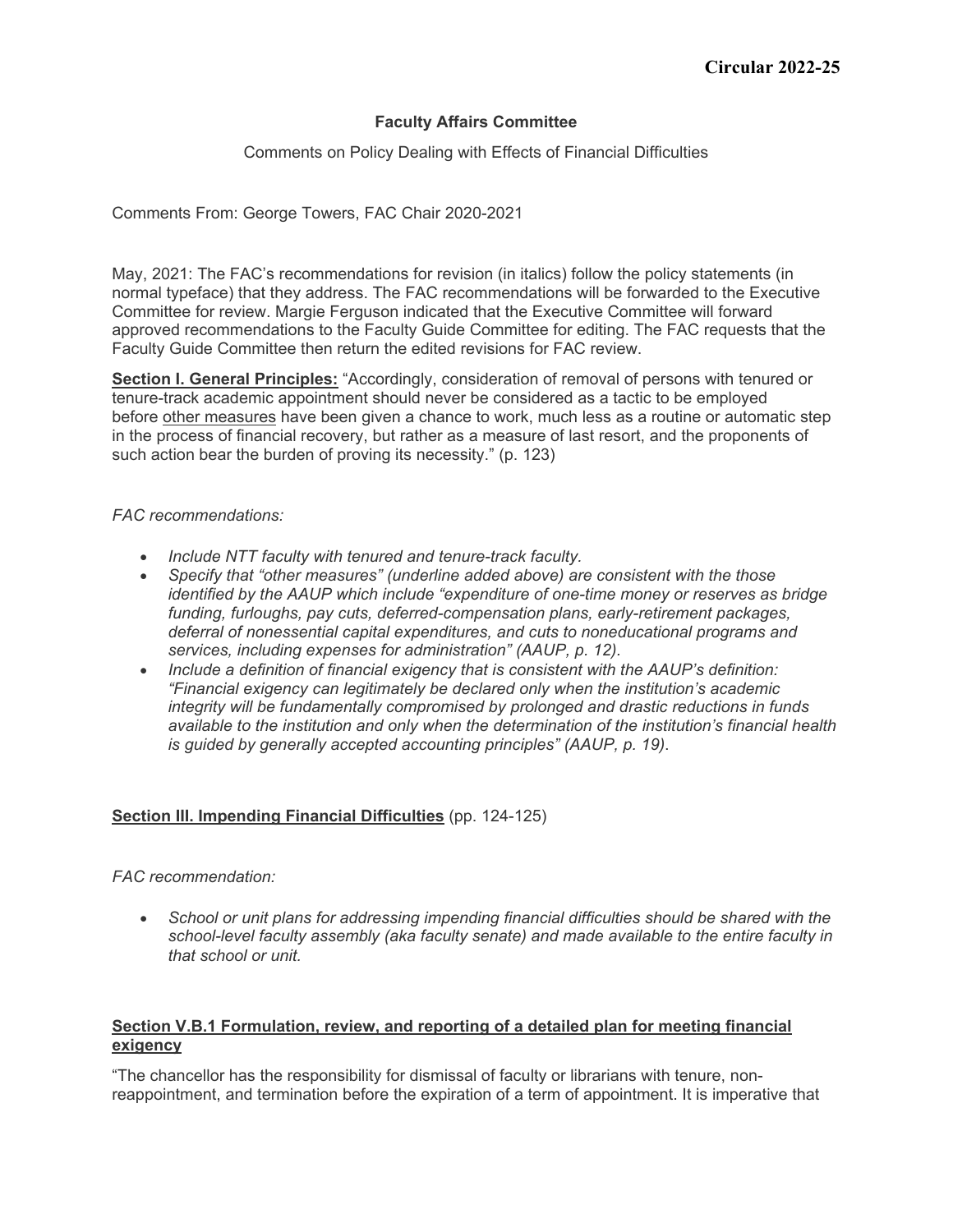**Circular 2022-25**

**Faculty Affairs Committee**

Comments on Policy Dealing with Effects of Financial Difficulties

Comments From: George Towers, FAC Chair 2020-2021

May, 2021: The FAC's recommendations for revision (in italics) follow the policy statements (in normal typeface) that they address. The FAC recommendations will be forwarded to the Executive Committee for review. Margie Ferguson indicated that the Executive Committee will forward approved recommendations to the Faculty Guide Committee for editing. The FAC requests that the Faculty Guide Committee then return the edited revisions for FAC review.

**Section I. General Principles:** "Accordingly, consideration of removal of persons with tenured or tenure-track academic appointment should never be considered as a tactic to be employed before other measures have been given a chance to work, much less as a routine or automatic step in the process of financial recovery, but rather as a measure of last resort, and the proponents of such action bear the burden of proving its necessity." (p. 123)

*FAC recommendations:*

- *Include NTT faculty with tenured and tenure-track faculty.*
- *Specify that "other measures" (underline added above) are consistent with the those identified by the AAUP which include "expenditure of one-time money or reserves as bridge funding, furloughs, pay cuts, deferred-compensation plans, early-retirement packages, deferral of nonessential capital expenditures, and cuts to noneducational programs and services, including expenses for administration" (AAUP, p. 12).*
- *Include a definition of financial exigency that is consistent with the AAUP's definition: "Financial exigency can legitimately be declared only when the institution's academic integrity will be fundamentally compromised by prolonged and drastic reductions in funds available to the institution and only when the determination of the institution's financial health is guided by generally accepted accounting principles" (AAUP, p. 19).*

**Section III. Impending Financial Difficulties** (pp. 124-125)

*FAC recommendation:*

- *School or unit plans for addressing impending financial difficulties should be shared with the school-level faculty assembly (aka faculty senate) and made available to the entire faculty in that school or unit.*

**Section V.B.1 Formulation, review, and reporting of a detailed plan for meeting financial exigency**

"The chancellor has the responsibility for dismissal of faculty or librarians with tenure, non-reappointment, and termination before the expiration of a term of appointment. It is imperative that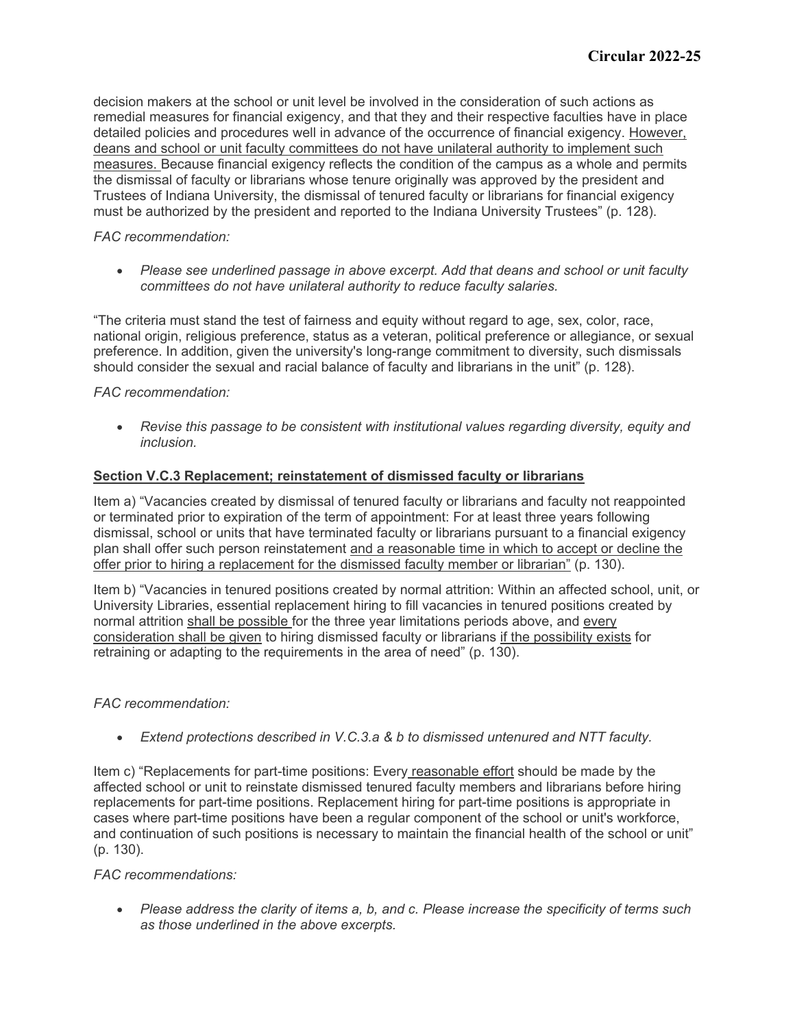decision makers at the school or unit level be involved in the consideration of such actions as remedial measures for financial exigency, and that they and their respective faculties have in place detailed policies and procedures well in advance of the occurrence of financial exigency. <u>However, deans and school or unit faculty committees do not have unilateral authority to implement such measures.</u> Because financial exigency reflects the condition of the campus as a whole and permits the dismissal of faculty or librarians whose tenure originally was approved by the president and Trustees of Indiana University, the dismissal of tenured faculty or librarians for financial exigency must be authorized by the president and reported to the Indiana University Trustees" (p. 128).

*FAC recommendation:*

- *Please see underlined passage in above excerpt. Add that deans and school or unit faculty committees do not have unilateral authority to reduce faculty salaries.*

"The criteria must stand the test of fairness and equity without regard to age, sex, color, race, national origin, religious preference, status as a veteran, political preference or allegiance, or sexual preference. In addition, given the university's long-range commitment to diversity, such dismissals should consider the sexual and racial balance of faculty and librarians in the unit" (p. 128).

*FAC recommendation:*

- *Revise this passage to be consistent with institutional values regarding diversity, equity and inclusion.*

**<u>Section V.C.3 Replacement; reinstatement of dismissed faculty or librarians</u>**

Item a) "Vacancies created by dismissal of tenured faculty or librarians and faculty not reappointed or terminated prior to expiration of the term of appointment: For at least three years following dismissal, school or units that have terminated faculty or librarians pursuant to a financial exigency plan shall offer such person reinstatement <u>and a reasonable time in which to accept or decline the offer prior to hiring a replacement for the dismissed faculty member or librarian"</u> (p. 130).

Item b) "Vacancies in tenured positions created by normal attrition: Within an affected school, unit, or University Libraries, essential replacement hiring to fill vacancies in tenured positions created by normal attrition <u>shall be possible</u> for the three year limitations periods above, and <u>every consideration shall be given</u> to hiring dismissed faculty or librarians <u>if the possibility exists</u> for retraining or adapting to the requirements in the area of need" (p. 130).

*FAC recommendation:*

- *Extend protections described in V.C.3.a & b to dismissed untenured and NTT faculty.*

Item c) "Replacements for part-time positions: Every <u>reasonable effort</u> should be made by the affected school or unit to reinstate dismissed tenured faculty members and librarians before hiring replacements for part-time positions. Replacement hiring for part-time positions is appropriate in cases where part-time positions have been a regular component of the school or unit's workforce, and continuation of such positions is necessary to maintain the financial health of the school or unit" (p. 130).

*FAC recommendations:*

- *Please address the clarity of items a, b, and c. Please increase the specificity of terms such as those underlined in the above excerpts.*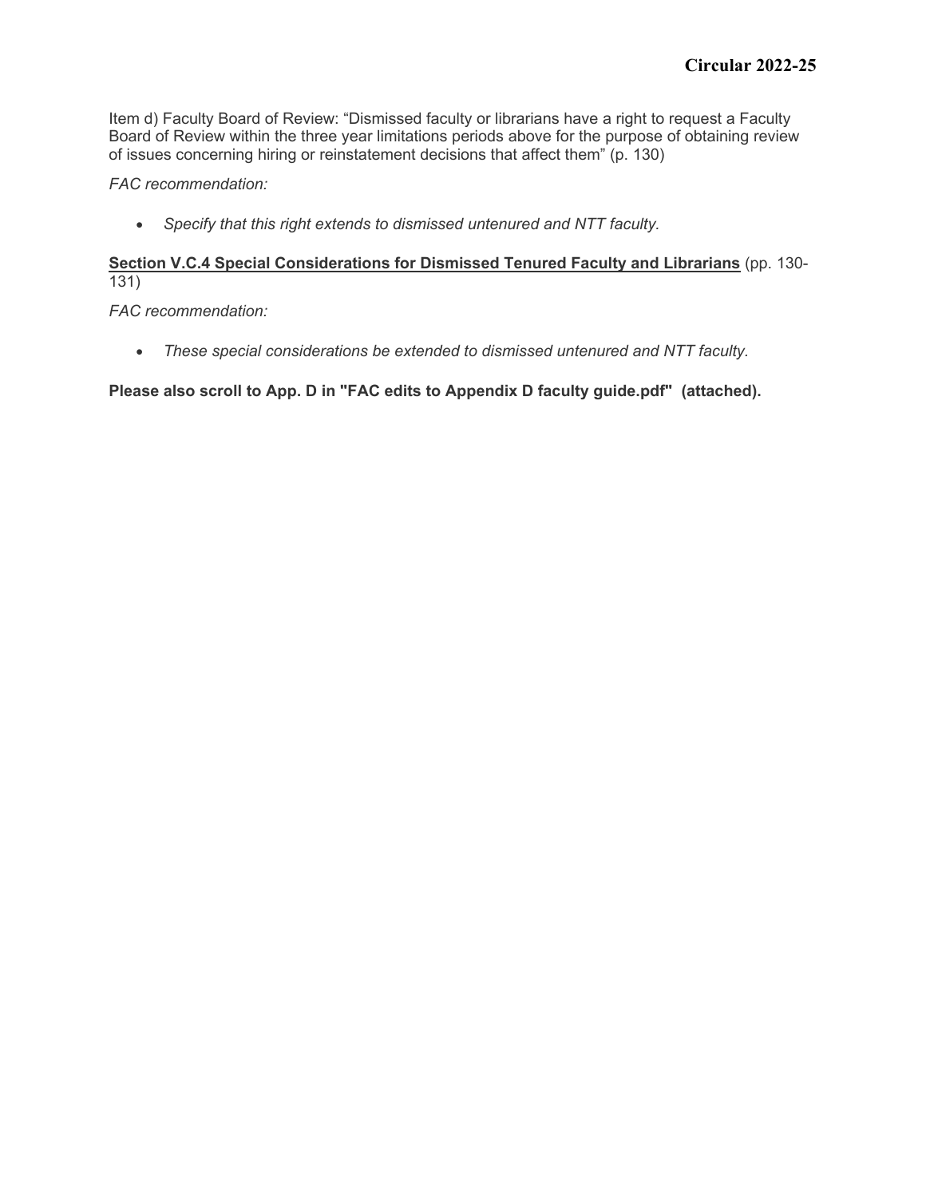Item d) Faculty Board of Review: "Dismissed faculty or librarians have a right to request a Faculty Board of Review within the three year limitations periods above for the purpose of obtaining review of issues concerning hiring or reinstatement decisions that affect them" (p. 130)

*FAC recommendation:*

- *Specify that this right extends to dismissed untenured and NTT faculty.*

<u>**Section V.C.4 Special Considerations for Dismissed Tenured Faculty and Librarians**</u> (pp. 130-131)

*FAC recommendation:*

- *These special considerations be extended to dismissed untenured and NTT faculty.*

**Please also scroll to App. D in "FAC edits to Appendix D faculty guide.pdf" (attached).**